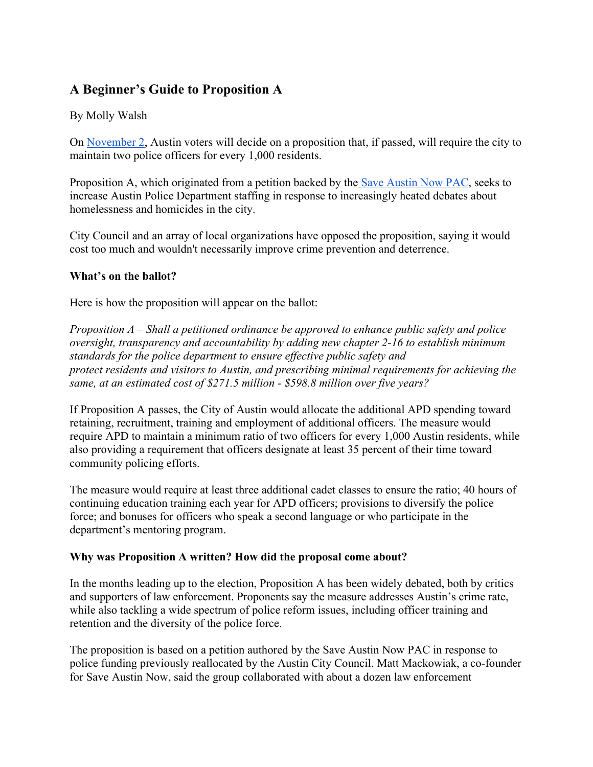## A Beginner's Guide to Proposition A

By Molly Walsh

On November 2, Austin voters will decide on a proposition that, if passed, will require the city to maintain two police officers for every 1,000 residents.

Proposition A, which originated from a petition backed by the Save Austin Now PAC, seeks to increase Austin Police Department staffing in response to increasingly heated debates about homelessness and homicides in the city.

City Council and an array of local organizations have opposed the proposition, saying it would cost too much and wouldn't necessarily improve crime prevention and deterrence.

**What's on the ballot?**

Here is how the proposition will appear on the ballot:

*Proposition A – Shall a petitioned ordinance be approved to enhance public safety and police oversight, transparency and accountability by adding new chapter 2-16 to establish minimum standards for the police department to ensure effective public safety and protect residents and visitors to Austin, and prescribing minimal requirements for achieving the same, at an estimated cost of $271.5 million - $598.8 million over five years?*

If Proposition A passes, the City of Austin would allocate the additional APD spending toward retaining, recruitment, training and employment of additional officers. The measure would require APD to maintain a minimum ratio of two officers for every 1,000 Austin residents, while also providing a requirement that officers designate at least 35 percent of their time toward community policing efforts.

The measure would require at least three additional cadet classes to ensure the ratio; 40 hours of continuing education training each year for APD officers; provisions to diversify the police force; and bonuses for officers who speak a second language or who participate in the department's mentoring program.

**Why was Proposition A written? How did the proposal come about?**

In the months leading up to the election, Proposition A has been widely debated, both by critics and supporters of law enforcement. Proponents say the measure addresses Austin's crime rate, while also tackling a wide spectrum of police reform issues, including officer training and retention and the diversity of the police force.

The proposition is based on a petition authored by the Save Austin Now PAC in response to police funding previously reallocated by the Austin City Council. Matt Mackowiak, a co-founder for Save Austin Now, said the group collaborated with about a dozen law enforcement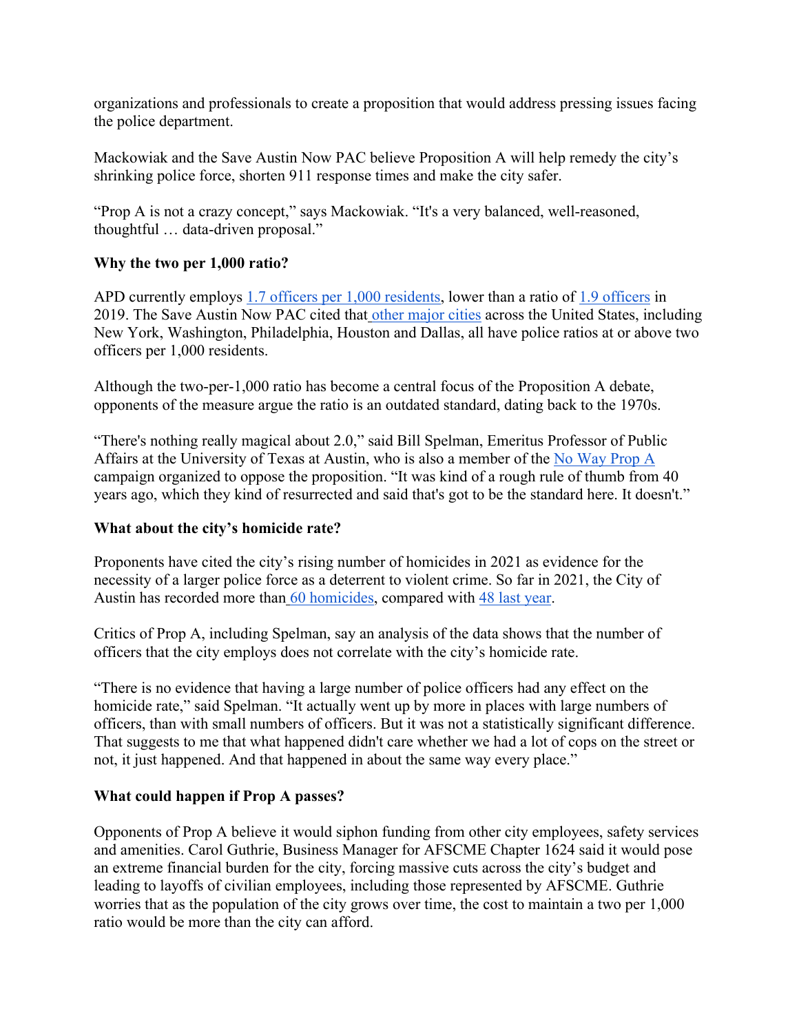organizations and professionals to create a proposition that would address pressing issues facing the police department.

Mackowiak and the Save Austin Now PAC believe Proposition A will help remedy the city's shrinking police force, shorten 911 response times and make the city safer.

"Prop A is not a crazy concept," says Mackowiak. "It's a very balanced, well-reasoned, thoughtful … data-driven proposal."

**Why the two per 1,000 ratio?**

APD currently employs 1.7 officers per 1,000 residents, lower than a ratio of 1.9 officers in 2019. The Save Austin Now PAC cited that other major cities across the United States, including New York, Washington, Philadelphia, Houston and Dallas, all have police ratios at or above two officers per 1,000 residents.

Although the two-per-1,000 ratio has become a central focus of the Proposition A debate, opponents of the measure argue the ratio is an outdated standard, dating back to the 1970s.

"There's nothing really magical about 2.0," said Bill Spelman, Emeritus Professor of Public Affairs at the University of Texas at Austin, who is also a member of the No Way Prop A campaign organized to oppose the proposition. "It was kind of a rough rule of thumb from 40 years ago, which they kind of resurrected and said that's got to be the standard here. It doesn't."

**What about the city's homicide rate?**

Proponents have cited the city's rising number of homicides in 2021 as evidence for the necessity of a larger police force as a deterrent to violent crime. So far in 2021, the City of Austin has recorded more than 60 homicides, compared with 48 last year.

Critics of Prop A, including Spelman, say an analysis of the data shows that the number of officers that the city employs does not correlate with the city's homicide rate.

"There is no evidence that having a large number of police officers had any effect on the homicide rate," said Spelman. "It actually went up by more in places with large numbers of officers, than with small numbers of officers. But it was not a statistically significant difference. That suggests to me that what happened didn't care whether we had a lot of cops on the street or not, it just happened. And that happened in about the same way every place."

**What could happen if Prop A passes?**

Opponents of Prop A believe it would siphon funding from other city employees, safety services and amenities. Carol Guthrie, Business Manager for AFSCME Chapter 1624 said it would pose an extreme financial burden for the city, forcing massive cuts across the city's budget and leading to layoffs of civilian employees, including those represented by AFSCME. Guthrie worries that as the population of the city grows over time, the cost to maintain a two per 1,000 ratio would be more than the city can afford.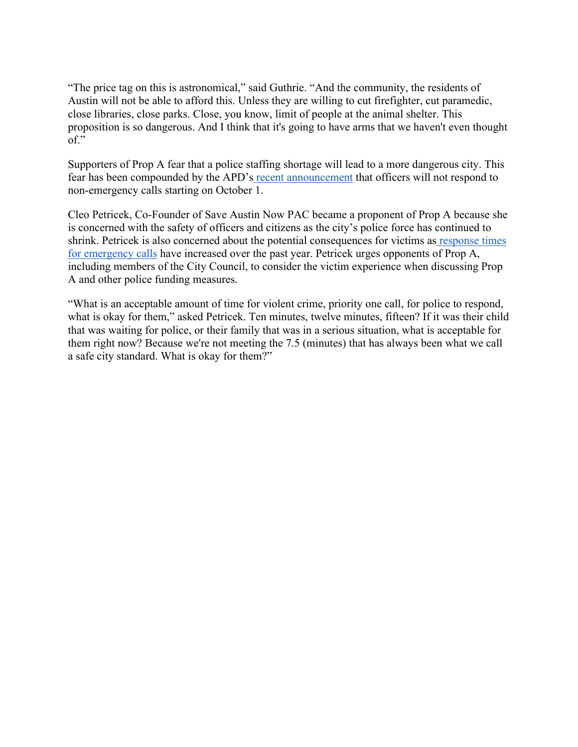"The price tag on this is astronomical," said Guthrie. "And the community, the residents of Austin will not be able to afford this. Unless they are willing to cut firefighter, cut paramedic, close libraries, close parks. Close, you know, limit of people at the animal shelter. This proposition is so dangerous. And I think that it's going to have arms that we haven't even thought of."

Supporters of Prop A fear that a police staffing shortage will lead to a more dangerous city. This fear has been compounded by the APD's recent announcement that officers will not respond to non-emergency calls starting on October 1.

Cleo Petricek, Co-Founder of Save Austin Now PAC became a proponent of Prop A because she is concerned with the safety of officers and citizens as the city's police force has continued to shrink. Petricek is also concerned about the potential consequences for victims as response times for emergency calls have increased over the past year. Petricek urges opponents of Prop A, including members of the City Council, to consider the victim experience when discussing Prop A and other police funding measures.

"What is an acceptable amount of time for violent crime, priority one call, for police to respond, what is okay for them," asked Petricek. Ten minutes, twelve minutes, fifteen? If it was their child that was waiting for police, or their family that was in a serious situation, what is acceptable for them right now? Because we're not meeting the 7.5 (minutes) that has always been what we call a safe city standard. What is okay for them?"